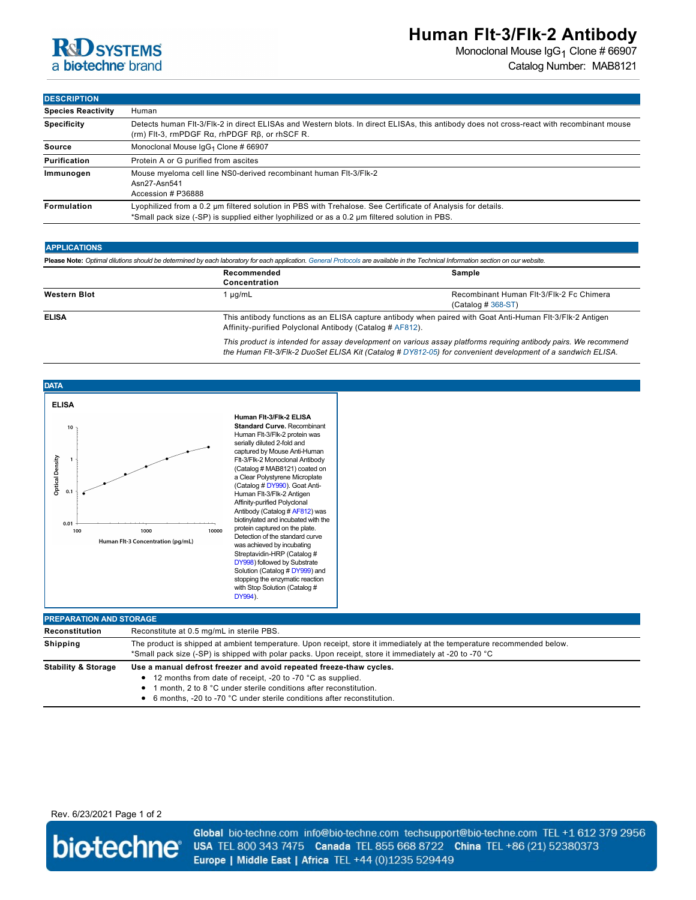# Human Flt-3/Flk-2 Antibody

Monoclonal Mouse $IgG_1$ Clone # 66907

Catalog Number: MAB8121

## DESCRIPTION

| | |
|---|---|
| **Species Reactivity** | Human |
| **Specificity** | Detects human Flt-3/Flk-2 in direct ELISAs and Western blots. In direct ELISAs, this antibody does not cross-react with recombinant mouse (rm) Flt-3, rmPDGF Rα, rhPDGF Rβ, or rhSCF R. |
| **Source** | Monoclonal Mouse $IgG_1$ Clone # 66907 |
| **Purification** | Protein A or G purified from ascites |
| **Immunogen** | Mouse myeloma cell line NS0-derived recombinant human Flt-3/Flk-2<br>Asn27-Asn541<br>Accession # P36888 |
| **Formulation** | Lyophilized from a 0.2 μm filtered solution in PBS with Trehalose. See Certificate of Analysis for details.<br>*Small pack size (-SP) is supplied either lyophilized or as a 0.2 μm filtered solution in PBS. |

## APPLICATIONS

**Please Note:** *Optimal dilutions should be determined by each laboratory for each application. General Protocols are available in the Technical Information section on our website.*

| | Recommended Concentration | Sample |
|---|---|---|
| **Western Blot** | 1 μg/mL | Recombinant Human Flt-3/Flk-2 Fc Chimera (Catalog # 368-ST) |
| **ELISA** | This antibody functions as an ELISA capture antibody when paired with Goat Anti-Human Flt-3/Flk-2 Antigen Affinity-purified Polyclonal Antibody (Catalog # AF812).<br><br>*This product is intended for assay development on various assay platforms requiring antibody pairs. We recommend the Human Flt-3/Flk-2 DuoSet ELISA Kit (Catalog # DY812-05) for convenient development of a sandwich ELISA.* | |

## DATA

**ELISA**

**Human Flt-3/Flk-2 ELISA Standard Curve.** Recombinant Human Flt-3/Flk-2 protein was serially diluted 2-fold and captured by Mouse Anti-Human Flt-3/Flk-2 Monoclonal Antibody (Catalog # MAB8121) coated on a Clear Polystyrene Microplate (Catalog # DY990). Goat Anti-Human Flt-3/Flk-2 Antigen Affinity-purified Polyclonal Antibody (Catalog # AF812) was biotinylated and incubated with the protein captured on the plate. Detection of the standard curve was achieved by incubating Streptavidin-HRP (Catalog # DY998) followed by Substrate Solution (Catalog # DY999) and stopping the enzymatic reaction with Stop Solution (Catalog # DY994).

## PREPARATION AND STORAGE

| | |
|---|---|
| **Reconstitution** | Reconstitute at 0.5 mg/mL in sterile PBS. |
| **Shipping** | The product is shipped at ambient temperature. Upon receipt, store it immediately at the temperature recommended below.<br>*Small pack size (-SP) is shipped with polar packs. Upon receipt, store it immediately at -20 to -70 °C |
| **Stability & Storage** | **Use a manual defrost freezer and avoid repeated freeze-thaw cycles.**<br>• 12 months from date of receipt, -20 to -70 °C as supplied.<br>• 1 month, 2 to 8 °C under sterile conditions after reconstitution.<br>• 6 months, -20 to -70 °C under sterile conditions after reconstitution. |

Rev. 6/23/2021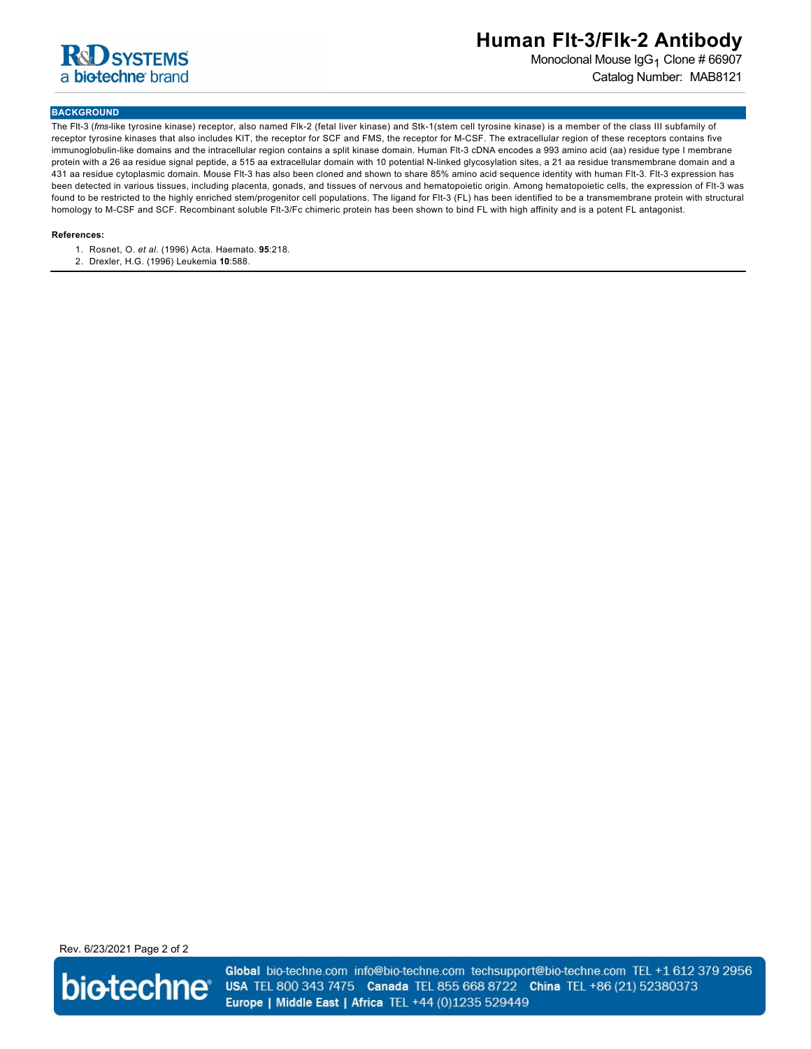# Human Flt-3/Flk-2 Antibody

Monoclonal Mouse $IgG_1$ Clone # 66907

Catalog Number: MAB8121

## BACKGROUND

The Flt-3 (*fms*-like tyrosine kinase) receptor, also named Flk-2 (fetal liver kinase) and Stk-1(stem cell tyrosine kinase) is a member of the class III subfamily of receptor tyrosine kinases that also includes KIT, the receptor for SCF and FMS, the receptor for M-CSF. The extracellular region of these receptors contains five immunoglobulin-like domains and the intracellular region contains a split kinase domain. Human Flt-3 cDNA encodes a 993 amino acid (aa) residue type I membrane protein with a 26 aa residue signal peptide, a 515 aa extracellular domain with 10 potential N-linked glycosylation sites, a 21 aa residue transmembrane domain and a 431 aa residue cytoplasmic domain. Mouse Flt-3 has also been cloned and shown to share 85% amino acid sequence identity with human Flt-3. Flt-3 expression has been detected in various tissues, including placenta, gonads, and tissues of nervous and hematopoietic origin. Among hematopoietic cells, the expression of Flt-3 was found to be restricted to the highly enriched stem/progenitor cell populations. The ligand for Flt-3 (FL) has been identified to be a transmembrane protein with structural homology to M-CSF and SCF. Recombinant soluble Flt-3/Fc chimeric protein has been shown to bind FL with high affinity and is a potent FL antagonist.

**References:**

1. Rosnet, O. *et al.* (1996) Acta. Haemato. **95**:218.
2. Drexler, H.G. (1996) Leukemia **10**:588.

Rev. 6/23/2021

Global bio-techne.com info@bio-techne.com techsupport@bio-techne.com TEL +1 612 379 2956
USA TEL 800 343 7475 Canada TEL 855 668 8722 China TEL +86 (21) 52380373
Europe | Middle East | Africa TEL +44 (0)1235 529449